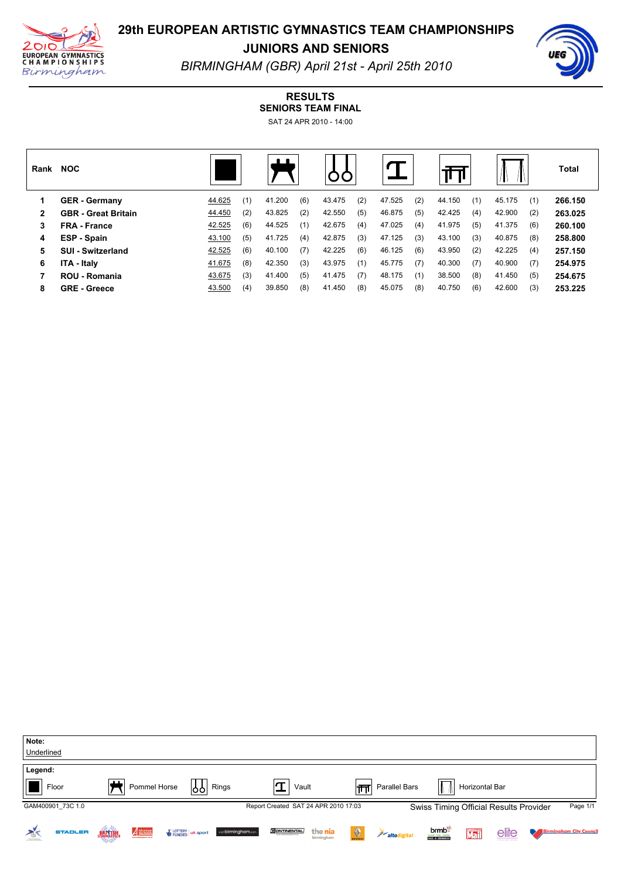# 29th EUROPEAN ARTISTIC GYMNASTICS TEAM CHAMPIONSHIPS

## JUNIORS AND SENIORS

*BIRMINGHAM (GBR) April 21st - April 25th 2010*

### RESULTS

**SENIORS TEAM FINAL**

SAT 24 APR 2010 - 14:00

| Rank | NOC | Floor | | Pommel Horse | | Rings | | Vault | | Parallel Bars | | Horizontal Bar | | Total |
|---|---|---|---|---|---|---|---|---|---|---|---|---|---|---|
| 1 | **GER - Germany** | 44.625 | (1) | 41.200 | (6) | 43.475 | (2) | 47.525 | (2) | 44.150 | (1) | 45.175 | (1) | **266.150** |
| 2 | **GBR - Great Britain** | 44.450 | (2) | 43.825 | (2) | 42.550 | (5) | 46.875 | (5) | 42.425 | (4) | 42.900 | (2) | **263.025** |
| 3 | **FRA - France** | 42.525 | (6) | 44.525 | (1) | 42.675 | (4) | 47.025 | (4) | 41.975 | (5) | 41.375 | (6) | **260.100** |
| 4 | **ESP - Spain** | 43.100 | (5) | 41.725 | (4) | 42.875 | (3) | 47.125 | (3) | 43.100 | (3) | 40.875 | (8) | **258.800** |
| 5 | **SUI - Switzerland** | 42.525 | (6) | 40.100 | (7) | 42.225 | (6) | 46.125 | (6) | 43.950 | (2) | 42.225 | (4) | **257.150** |
| 6 | **ITA - Italy** | 41.675 | (8) | 42.350 | (3) | 43.975 | (1) | 45.775 | (7) | 40.300 | (7) | 40.900 | (7) | **254.975** |
| 7 | **ROU - Romania** | 43.675 | (3) | 41.400 | (5) | 41.475 | (7) | 48.175 | (1) | 38.500 | (8) | 41.450 | (5) | **254.675** |
| 8 | **GRE - Greece** | 43.500 | (4) | 39.850 | (8) | 41.450 | (8) | 45.075 | (8) | 40.750 | (6) | 42.600 | (3) | **253.225** |

**Note:**
Underlined

**Legend:**
Floor | Pommel Horse | Rings | Vault | Parallel Bars | Horizontal Bar

GAM400901_73C 1.0 — Report Created SAT 24 APR 2010 17:03 — Swiss Timing Official Results Provider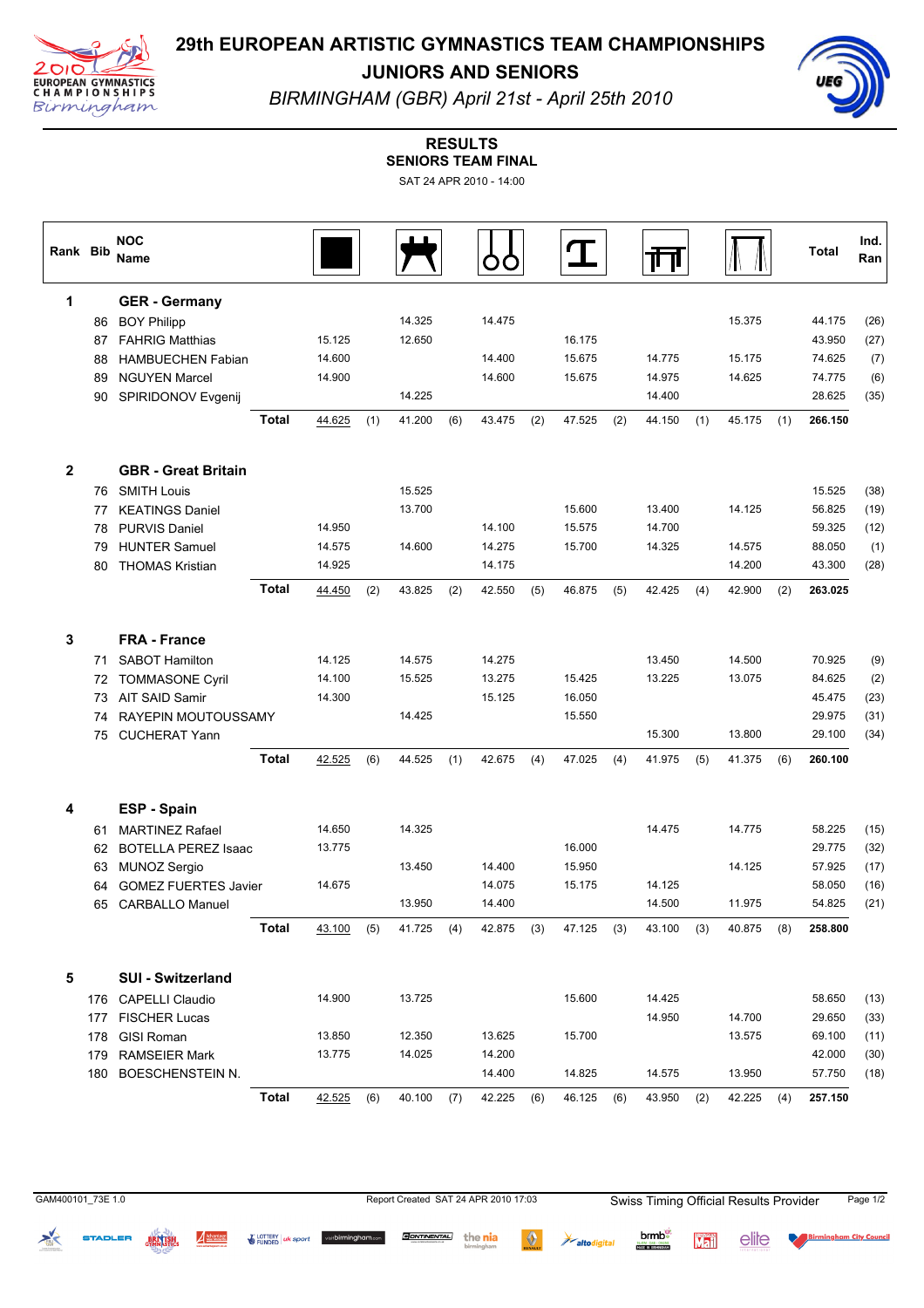# 29th EUROPEAN ARTISTIC GYMNASTICS TEAM CHAMPIONSHIPS

## JUNIORS AND SENIORS

*BIRMINGHAM (GBR) April 21st - April 25th 2010*

### RESULTS
**SENIORS TEAM FINAL**

SAT 24 APR 2010 - 14:00

| Rank | Bib | NOC Name | | Floor | | Pommel Horse | | Rings | | Vault | | Parallel Bars | | Horizontal Bar | | Total | Ind. Ran |
|---|---|---|---|---|---|---|---|---|---|---|---|---|---|---|---|---|---|
| **1** | | **GER - Germany** | | | | | | | | | | | | | | | |
| | 86 | BOY Philipp | | | | 14.325 | | 14.475 | | | | | | 15.375 | | 44.175 | (26) |
| | 87 | FAHRIG Matthias | | 15.125 | | 12.650 | | | | 16.175 | | | | | | 43.950 | (27) |
| | 88 | HAMBUECHEN Fabian | | 14.600 | | | | 14.400 | | 15.675 | | 14.775 | | 15.175 | | 74.625 | (7) |
| | 89 | NGUYEN Marcel | | 14.900 | | | | 14.600 | | 15.675 | | 14.975 | | 14.625 | | 74.775 | (6) |
| | 90 | SPIRIDONOV Evgenij | | | | 14.225 | | | | | | 14.400 | | | | 28.625 | (35) |
| | | | **Total** | 44.625 | (1) | 41.200 | (6) | 43.475 | (2) | 47.525 | (2) | 44.150 | (1) | 45.175 | (1) | **266.150** | |
| **2** | | **GBR - Great Britain** | | | | | | | | | | | | | | | |
| | 76 | SMITH Louis | | | | 15.525 | | | | | | | | | | 15.525 | (38) |
| | 77 | KEATINGS Daniel | | | | 13.700 | | | | 15.600 | | 13.400 | | 14.125 | | 56.825 | (19) |
| | 78 | PURVIS Daniel | | 14.950 | | | | 14.100 | | 15.575 | | 14.700 | | | | 59.325 | (12) |
| | 79 | HUNTER Samuel | | 14.575 | | 14.600 | | 14.275 | | 15.700 | | 14.325 | | 14.575 | | 88.050 | (1) |
| | 80 | THOMAS Kristian | | 14.925 | | | | 14.175 | | | | | | 14.200 | | 43.300 | (28) |
| | | | **Total** | 44.450 | (2) | 43.825 | (2) | 42.550 | (5) | 46.875 | (5) | 42.425 | (4) | 42.900 | (2) | **263.025** | |
| **3** | | **FRA - France** | | | | | | | | | | | | | | | |
| | 71 | SABOT Hamilton | | 14.125 | | 14.575 | | 14.275 | | | | 13.450 | | 14.500 | | 70.925 | (9) |
| | 72 | TOMMASONE Cyril | | 14.100 | | 15.525 | | 13.275 | | 15.425 | | 13.225 | | 13.075 | | 84.625 | (2) |
| | 73 | AIT SAID Samir | | 14.300 | | | | 15.125 | | 16.050 | | | | | | 45.475 | (23) |
| | 74 | RAYEPIN MOUTOUSSAMY | | | | 14.425 | | | | 15.550 | | | | | | 29.975 | (31) |
| | 75 | CUCHERAT Yann | | | | | | | | | | 15.300 | | 13.800 | | 29.100 | (34) |
| | | | **Total** | 42.525 | (6) | 44.525 | (1) | 42.675 | (4) | 47.025 | (4) | 41.975 | (5) | 41.375 | (6) | **260.100** | |
| **4** | | **ESP - Spain** | | | | | | | | | | | | | | | |
| | 61 | MARTINEZ Rafael | | 14.650 | | 14.325 | | | | | | 14.475 | | 14.775 | | 58.225 | (15) |
| | 62 | BOTELLA PEREZ Isaac | | 13.775 | | | | | | 16.000 | | | | | | 29.775 | (32) |
| | 63 | MUNOZ Sergio | | | | 13.450 | | 14.400 | | 15.950 | | | | 14.125 | | 57.925 | (17) |
| | 64 | GOMEZ FUERTES Javier | | 14.675 | | | | 14.075 | | 15.175 | | 14.125 | | | | 58.050 | (16) |
| | 65 | CARBALLO Manuel | | | | 13.950 | | 14.400 | | | | 14.500 | | 11.975 | | 54.825 | (21) |
| | | | **Total** | 43.100 | (5) | 41.725 | (4) | 42.875 | (3) | 47.125 | (3) | 43.100 | (3) | 40.875 | (8) | **258.800** | |
| **5** | | **SUI - Switzerland** | | | | | | | | | | | | | | | |
| | 176 | CAPELLI Claudio | | 14.900 | | 13.725 | | | | 15.600 | | 14.425 | | | | 58.650 | (13) |
| | 177 | FISCHER Lucas | | | | | | | | | | 14.950 | | 14.700 | | 29.650 | (33) |
| | 178 | GISI Roman | | 13.850 | | 12.350 | | 13.625 | | 15.700 | | | | 13.575 | | 69.100 | (11) |
| | 179 | RAMSEIER Mark | | 13.775 | | 14.025 | | 14.200 | | | | | | | | 42.000 | (30) |
| | 180 | BOESCHENSTEIN N. | | | | | | 14.400 | | 14.825 | | 14.575 | | 13.950 | | 57.750 | (18) |
| | | | **Total** | 42.525 | (6) | 40.100 | (7) | 42.225 | (6) | 46.125 | (6) | 43.950 | (2) | 42.225 | (4) | **257.150** | |

GAM400101_73E 1.0 — Report Created SAT 24 APR 2010 17:03 — Swiss Timing Official Results Provider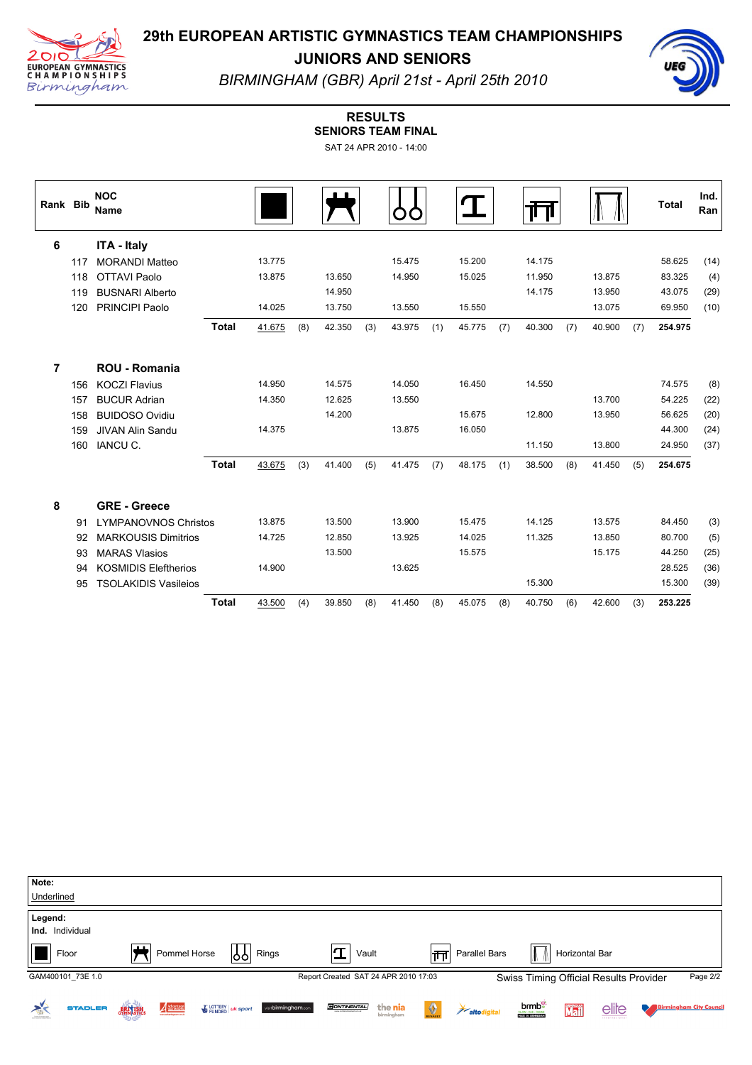# 29th EUROPEAN ARTISTIC GYMNASTICS TEAM CHAMPIONSHIPS

## JUNIORS AND SENIORS

*BIRMINGHAM (GBR) April 21st - April 25th 2010*

### RESULTS
### SENIORS TEAM FINAL

SAT 24 APR 2010 - 14:00

| Rank | Bib | NOC Name | | Floor | | Pommel Horse | | Rings | | Vault | | Parallel Bars | | Horizontal Bar | | Total | Ind. Ran |
|---|---|---|---|---|---|---|---|---|---|---|---|---|---|---|---|---|---|
| **6** | | **ITA - Italy** | | | | | | | | | | | | | | | |
| | 117 | MORANDI Matteo | | 13.775 | | | | 15.475 | | 15.200 | | 14.175 | | | | 58.625 | (14) |
| | 118 | OTTAVI Paolo | | 13.875 | | 13.650 | | 14.950 | | 15.025 | | 11.950 | | 13.875 | | 83.325 | (4) |
| | 119 | BUSNARI Alberto | | | | 14.950 | | | | | | 14.175 | | 13.950 | | 43.075 | (29) |
| | 120 | PRINCIPI Paolo | | 14.025 | | 13.750 | | 13.550 | | 15.550 | | | | 13.075 | | 69.950 | (10) |
| | | | **Total** | 41.675 | (8) | 42.350 | (3) | 43.975 | (1) | 45.775 | (7) | 40.300 | (7) | 40.900 | (7) | **254.975** | |
| **7** | | **ROU - Romania** | | | | | | | | | | | | | | | |
| | 156 | KOCZI Flavius | | 14.950 | | 14.575 | | 14.050 | | 16.450 | | 14.550 | | | | 74.575 | (8) |
| | 157 | BUCUR Adrian | | 14.350 | | 12.625 | | 13.550 | | | | | | 13.700 | | 54.225 | (22) |
| | 158 | BUIDOSO Ovidiu | | | | 14.200 | | | | 15.675 | | 12.800 | | 13.950 | | 56.625 | (20) |
| | 159 | JIVAN Alin Sandu | | 14.375 | | | | 13.875 | | 16.050 | | | | | | 44.300 | (24) |
| | 160 | IANCU C. | | | | | | | | | | 11.150 | | 13.800 | | 24.950 | (37) |
| | | | **Total** | 43.675 | (3) | 41.400 | (5) | 41.475 | (7) | 48.175 | (1) | 38.500 | (8) | 41.450 | (5) | **254.675** | |
| **8** | | **GRE - Greece** | | | | | | | | | | | | | | | |
| | 91 | LYMPANOVNOS Christos | | 13.875 | | 13.500 | | 13.900 | | 15.475 | | 14.125 | | 13.575 | | 84.450 | (3) |
| | 92 | MARKOUSIS Dimitrios | | 14.725 | | 12.850 | | 13.925 | | 14.025 | | 11.325 | | 13.850 | | 80.700 | (5) |
| | 93 | MARAS Vlasios | | | | 13.500 | | | | 15.575 | | | | 15.175 | | 44.250 | (25) |
| | 94 | KOSMIDIS Eleftherios | | 14.900 | | | | 13.625 | | | | | | | | 28.525 | (36) |
| | 95 | TSOLAKIDIS Vasileios | | | | | | | | | | 15.300 | | | | 15.300 | (39) |
| | | | **Total** | 43.500 | (4) | 39.850 | (8) | 41.450 | (8) | 45.075 | (8) | 40.750 | (6) | 42.600 | (3) | **253.225** | |

**Note:**
Underlined

**Legend:**
**Ind.** Individual

Floor | Pommel Horse | Rings | Vault | Parallel Bars | Horizontal Bar

GAM400101_73E 1.0 | Report Created SAT 24 APR 2010 17:03 | Swiss Timing Official Results Provider